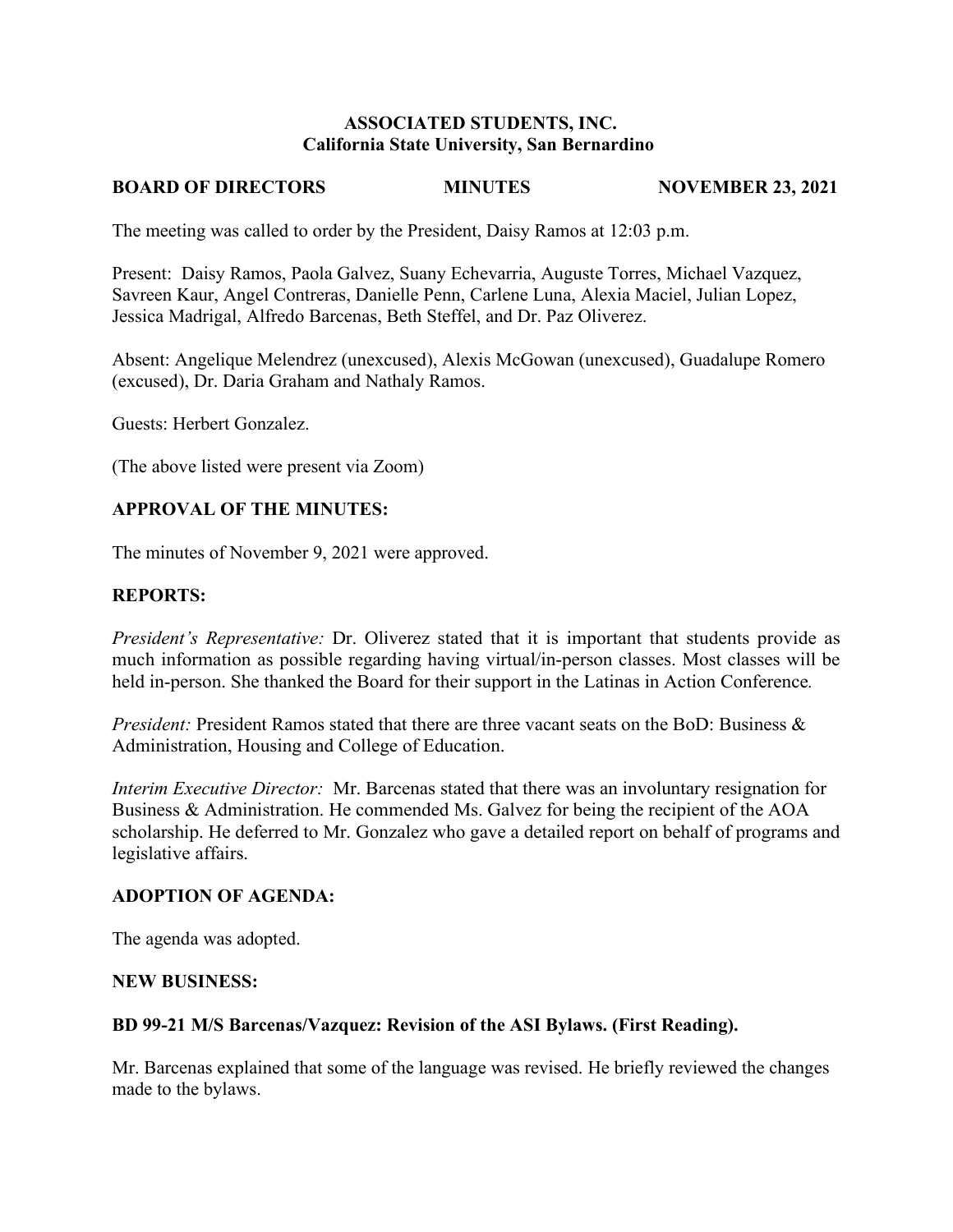**ASSOCIATED STUDENTS, INC.**
**California State University, San Bernardino**

**BOARD OF DIRECTORS MINUTES NOVEMBER 23, 2021**

The meeting was called to order by the President, Daisy Ramos at 12:03 p.m.

Present: Daisy Ramos, Paola Galvez, Suany Echevarria, Auguste Torres, Michael Vazquez, Savreen Kaur, Angel Contreras, Danielle Penn, Carlene Luna, Alexia Maciel, Julian Lopez, Jessica Madrigal, Alfredo Barcenas, Beth Steffel, and Dr. Paz Oliverez.

Absent: Angelique Melendrez (unexcused), Alexis McGowan (unexcused), Guadalupe Romero (excused), Dr. Daria Graham and Nathaly Ramos.

Guests: Herbert Gonzalez.

(The above listed were present via Zoom)

## APPROVAL OF THE MINUTES:

The minutes of November 9, 2021 were approved.

## REPORTS:

*President's Representative:* Dr. Oliverez stated that it is important that students provide as much information as possible regarding having virtual/in-person classes. Most classes will be held in-person. She thanked the Board for their support in the Latinas in Action Conference.

*President:* President Ramos stated that there are three vacant seats on the BoD: Business & Administration, Housing and College of Education.

*Interim Executive Director:* Mr. Barcenas stated that there was an involuntary resignation for Business & Administration. He commended Ms. Galvez for being the recipient of the AOA scholarship. He deferred to Mr. Gonzalez who gave a detailed report on behalf of programs and legislative affairs.

## ADOPTION OF AGENDA:

The agenda was adopted.

## NEW BUSINESS:

### BD 99-21 M/S Barcenas/Vazquez: Revision of the ASI Bylaws. (First Reading).

Mr. Barcenas explained that some of the language was revised. He briefly reviewed the changes made to the bylaws.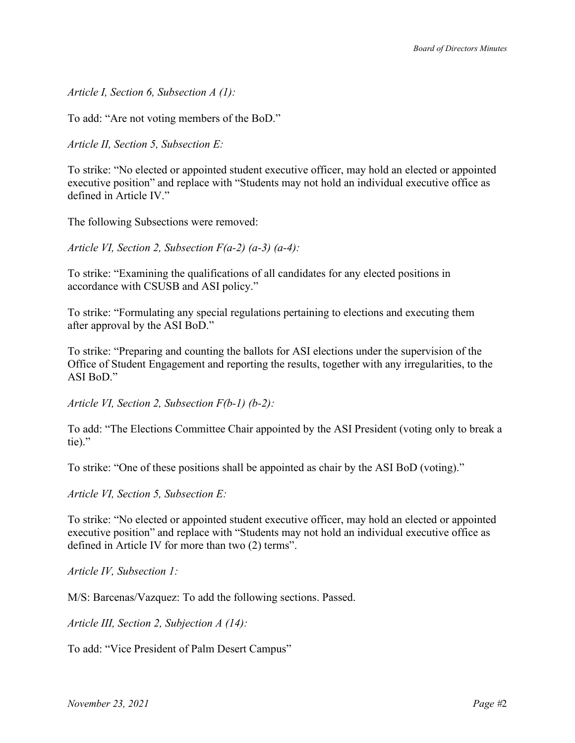*Article I, Section 6, Subsection A (1):*

To add: "Are not voting members of the BoD."

*Article II, Section 5, Subsection E:*

To strike: "No elected or appointed student executive officer, may hold an elected or appointed executive position" and replace with "Students may not hold an individual executive office as defined in Article IV."

The following Subsections were removed:

*Article VI, Section 2, Subsection F(a-2) (a-3) (a-4):*

To strike: "Examining the qualifications of all candidates for any elected positions in accordance with CSUSB and ASI policy."

To strike: "Formulating any special regulations pertaining to elections and executing them after approval by the ASI BoD."

To strike: "Preparing and counting the ballots for ASI elections under the supervision of the Office of Student Engagement and reporting the results, together with any irregularities, to the ASI BoD."

*Article VI, Section 2, Subsection F(b-1) (b-2):*

To add: "The Elections Committee Chair appointed by the ASI President (voting only to break a tie)."

To strike: "One of these positions shall be appointed as chair by the ASI BoD (voting)."

*Article VI, Section 5, Subsection E:*

To strike: "No elected or appointed student executive officer, may hold an elected or appointed executive position" and replace with "Students may not hold an individual executive office as defined in Article IV for more than two (2) terms".

*Article IV, Subsection 1:*

M/S: Barcenas/Vazquez: To add the following sections. Passed.

*Article III, Section 2, Subjection A (14):*

To add: "Vice President of Palm Desert Campus"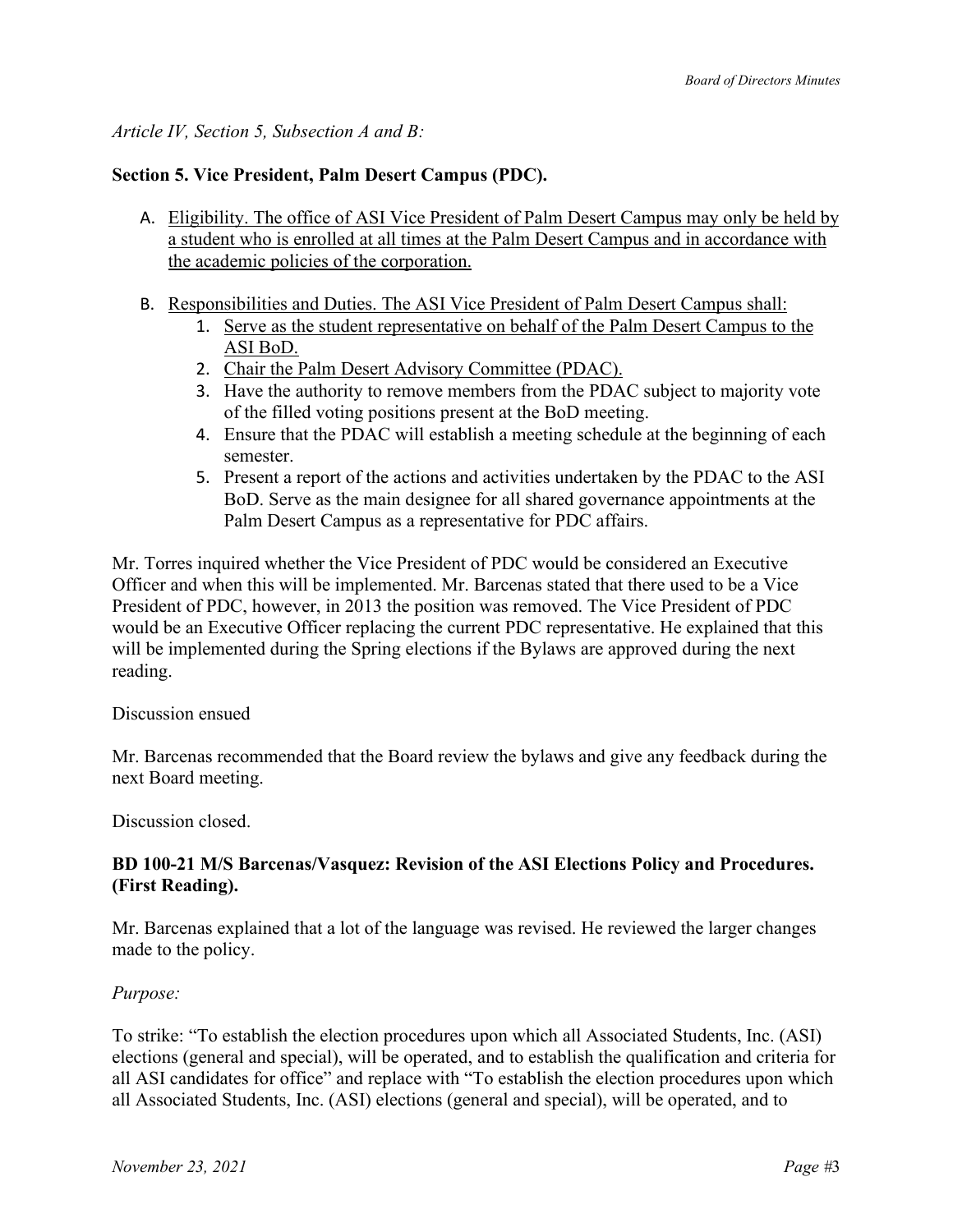*Article IV, Section 5, Subsection A and B:*

**Section 5. Vice President, Palm Desert Campus (PDC).**

A. <u>Eligibility. The office of ASI Vice President of Palm Desert Campus may only be held by a student who is enrolled at all times at the Palm Desert Campus and in accordance with the academic policies of the corporation.</u>

B. <u>Responsibilities and Duties. The ASI Vice President of Palm Desert Campus shall:</u>
   1. <u>Serve as the student representative on behalf of the Palm Desert Campus to the ASI BoD.</u>
   2. <u>Chair the Palm Desert Advisory Committee (PDAC).</u>
   3. Have the authority to remove members from the PDAC subject to majority vote of the filled voting positions present at the BoD meeting.
   4. Ensure that the PDAC will establish a meeting schedule at the beginning of each semester.
   5. Present a report of the actions and activities undertaken by the PDAC to the ASI BoD. Serve as the main designee for all shared governance appointments at the Palm Desert Campus as a representative for PDC affairs.

Mr. Torres inquired whether the Vice President of PDC would be considered an Executive Officer and when this will be implemented. Mr. Barcenas stated that there used to be a Vice President of PDC, however, in 2013 the position was removed. The Vice President of PDC would be an Executive Officer replacing the current PDC representative. He explained that this will be implemented during the Spring elections if the Bylaws are approved during the next reading.

Discussion ensued

Mr. Barcenas recommended that the Board review the bylaws and give any feedback during the next Board meeting.

Discussion closed.

**BD 100-21 M/S Barcenas/Vasquez: Revision of the ASI Elections Policy and Procedures. (First Reading).**

Mr. Barcenas explained that a lot of the language was revised. He reviewed the larger changes made to the policy.

*Purpose:*

To strike: "To establish the election procedures upon which all Associated Students, Inc. (ASI) elections (general and special), will be operated, and to establish the qualification and criteria for all ASI candidates for office" and replace with "To establish the election procedures upon which all Associated Students, Inc. (ASI) elections (general and special), will be operated, and to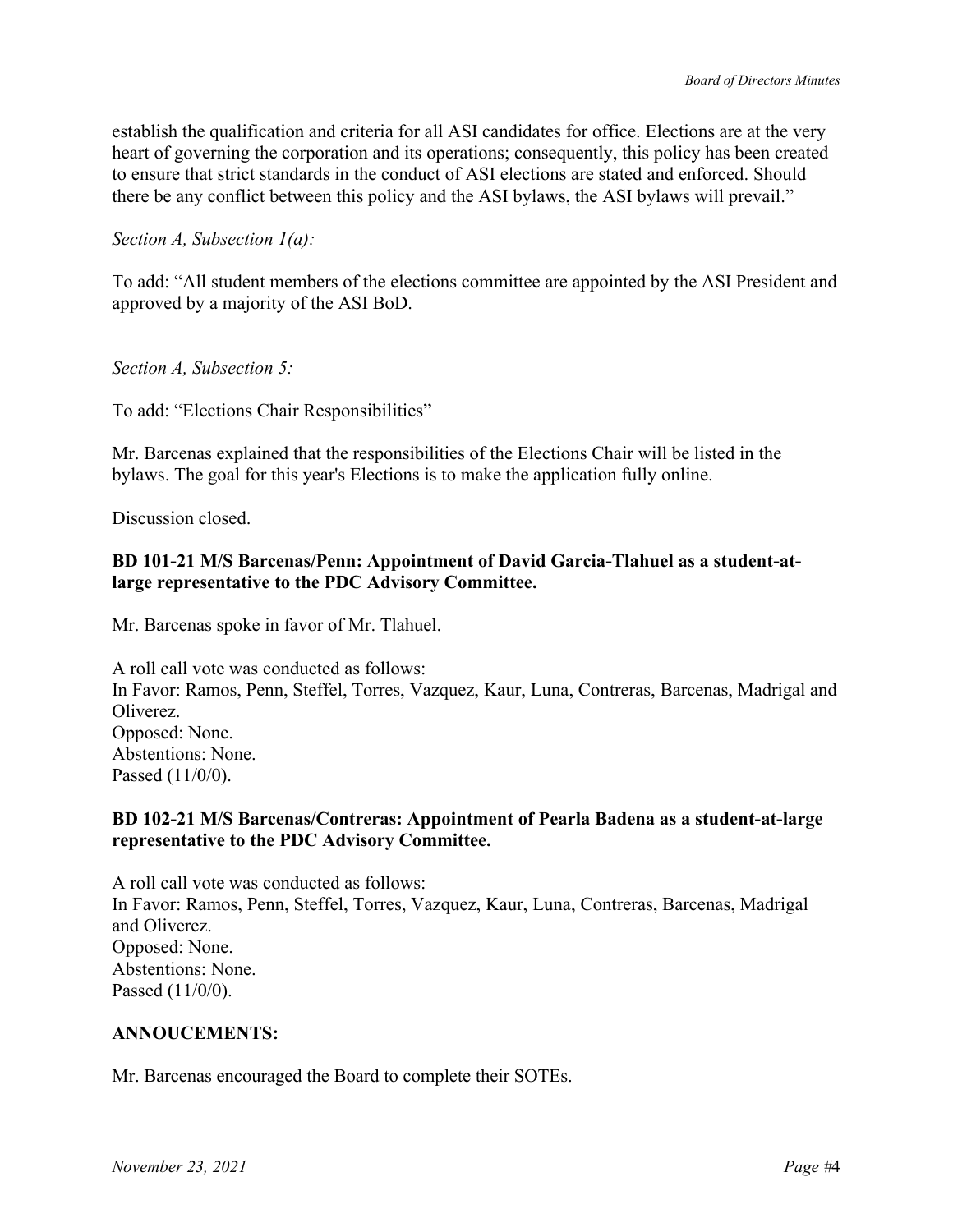establish the qualification and criteria for all ASI candidates for office. Elections are at the very heart of governing the corporation and its operations; consequently, this policy has been created to ensure that strict standards in the conduct of ASI elections are stated and enforced. Should there be any conflict between this policy and the ASI bylaws, the ASI bylaws will prevail."

*Section A, Subsection 1(a):*

To add: "All student members of the elections committee are appointed by the ASI President and approved by a majority of the ASI BoD.

*Section A, Subsection 5:*

To add: "Elections Chair Responsibilities"

Mr. Barcenas explained that the responsibilities of the Elections Chair will be listed in the bylaws. The goal for this year's Elections is to make the application fully online.

Discussion closed.

**BD 101-21 M/S Barcenas/Penn: Appointment of David Garcia-Tlahuel as a student-at-large representative to the PDC Advisory Committee.**

Mr. Barcenas spoke in favor of Mr. Tlahuel.

A roll call vote was conducted as follows:
In Favor: Ramos, Penn, Steffel, Torres, Vazquez, Kaur, Luna, Contreras, Barcenas, Madrigal and Oliverez.
Opposed: None.
Abstentions: None.
Passed (11/0/0).

**BD 102-21 M/S Barcenas/Contreras: Appointment of Pearla Badena as a student-at-large representative to the PDC Advisory Committee.**

A roll call vote was conducted as follows:
In Favor: Ramos, Penn, Steffel, Torres, Vazquez, Kaur, Luna, Contreras, Barcenas, Madrigal and Oliverez.
Opposed: None.
Abstentions: None.
Passed (11/0/0).

**ANNOUCEMENTS:**

Mr. Barcenas encouraged the Board to complete their SOTEs.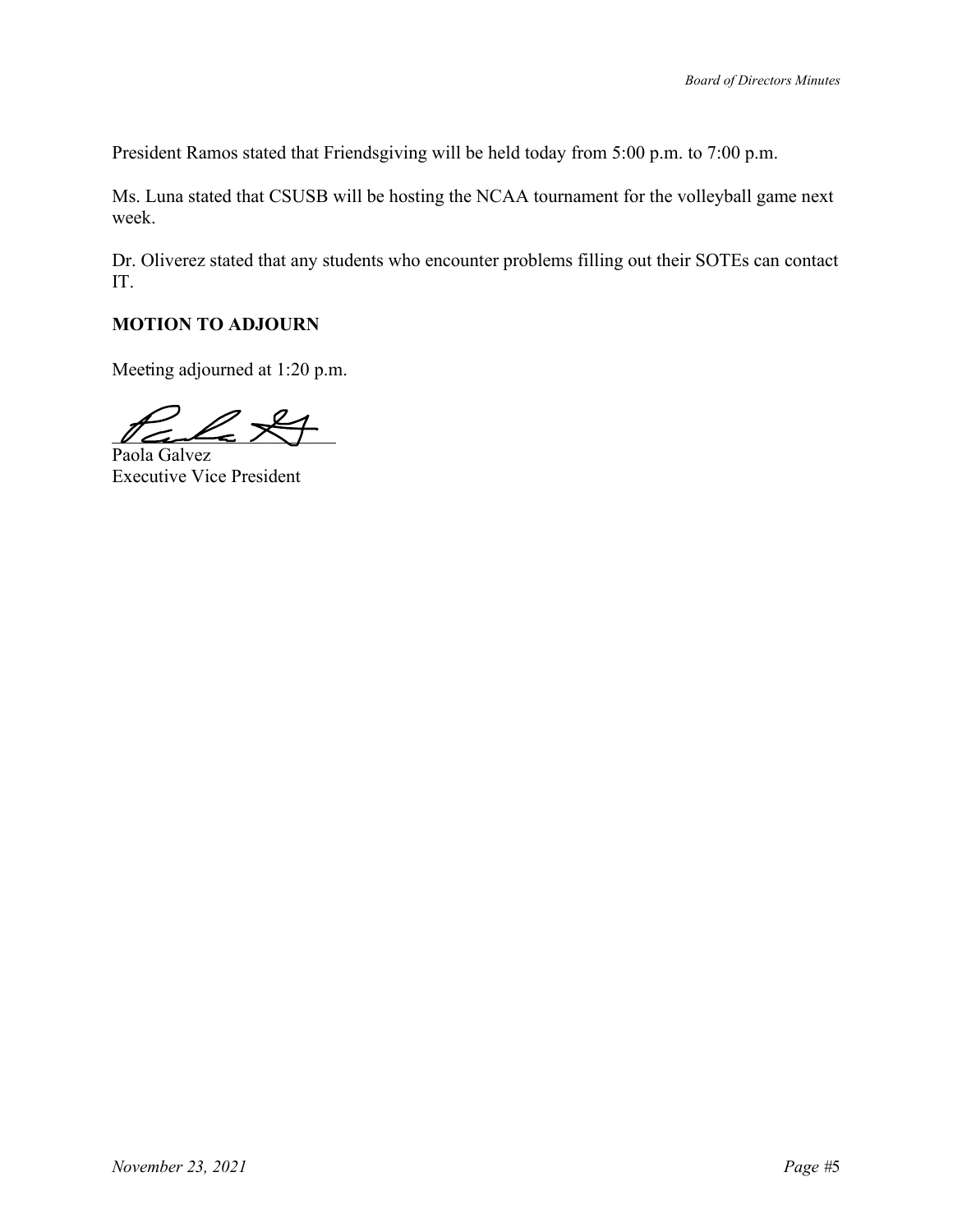President Ramos stated that Friendsgiving will be held today from 5:00 p.m. to 7:00 p.m.

Ms. Luna stated that CSUSB will be hosting the NCAA tournament for the volleyball game next week.

Dr. Oliverez stated that any students who encounter problems filling out their SOTEs can contact IT.

**MOTION TO ADJOURN**

Meeting adjourned at 1:20 p.m.

Paola Galvez
Executive Vice President